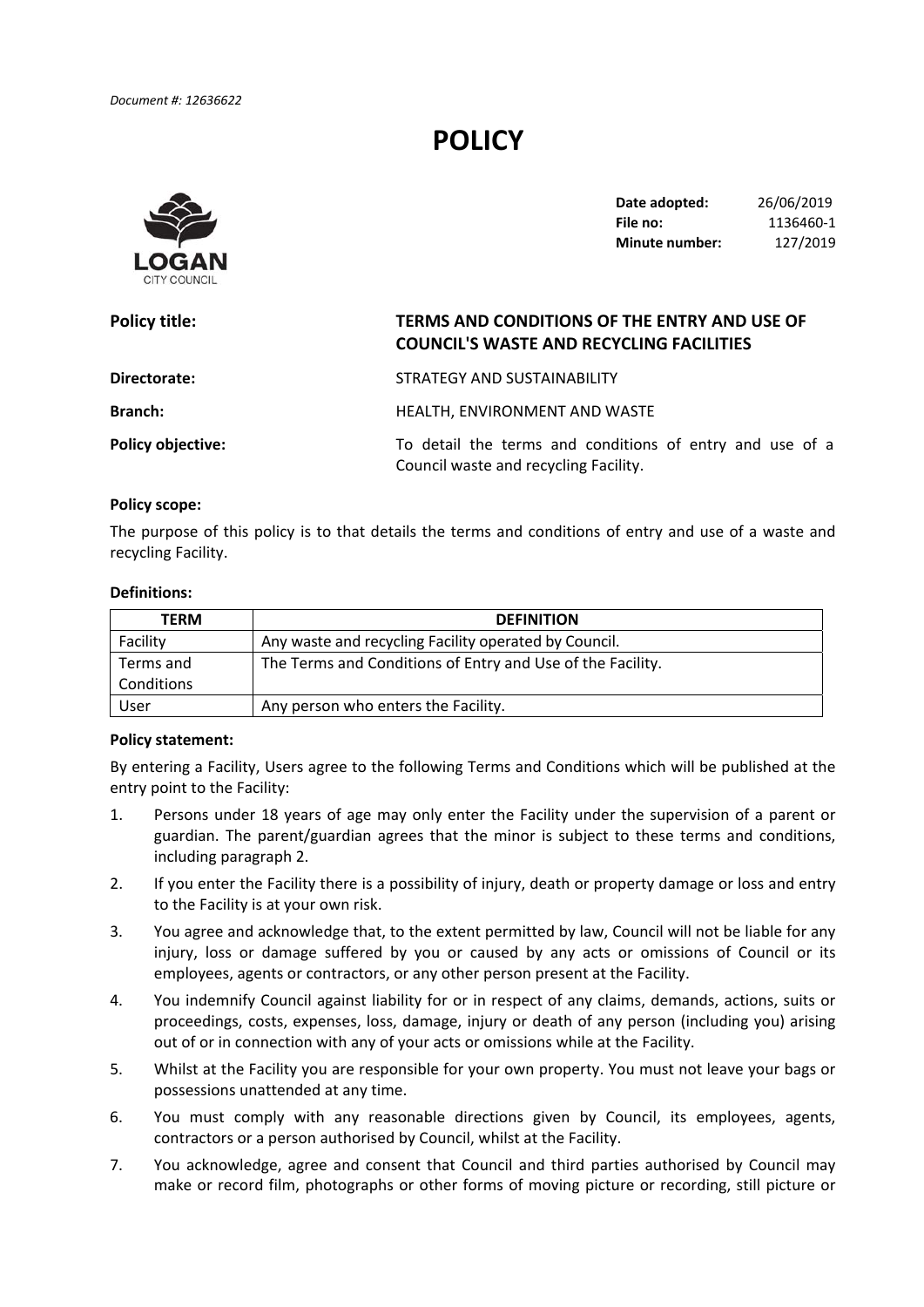*Document #: 12636622*

# POLICY

LOGAN CITY COUNCIL

| | |
|---|---|
| **Date adopted:** | 26/06/2019 |
| **File no:** | 1136460-1 |
| **Minute number:** | 127/2019 |

**Policy title:** **TERMS AND CONDITIONS OF THE ENTRY AND USE OF COUNCIL'S WASTE AND RECYCLING FACILITIES**

**Directorate:** STRATEGY AND SUSTAINABILITY

**Branch:** HEALTH, ENVIRONMENT AND WASTE

**Policy objective:** To detail the terms and conditions of entry and use of a Council waste and recycling Facility.

**Policy scope:**

The purpose of this policy is to that details the terms and conditions of entry and use of a waste and recycling Facility.

**Definitions:**

| TERM | DEFINITION |
|---|---|
| Facility | Any waste and recycling Facility operated by Council. |
| Terms and Conditions | The Terms and Conditions of Entry and Use of the Facility. |
| User | Any person who enters the Facility. |

**Policy statement:**

By entering a Facility, Users agree to the following Terms and Conditions which will be published at the entry point to the Facility:

1. Persons under 18 years of age may only enter the Facility under the supervision of a parent or guardian. The parent/guardian agrees that the minor is subject to these terms and conditions, including paragraph 2.
2. If you enter the Facility there is a possibility of injury, death or property damage or loss and entry to the Facility is at your own risk.
3. You agree and acknowledge that, to the extent permitted by law, Council will not be liable for any injury, loss or damage suffered by you or caused by any acts or omissions of Council or its employees, agents or contractors, or any other person present at the Facility.
4. You indemnify Council against liability for or in respect of any claims, demands, actions, suits or proceedings, costs, expenses, loss, damage, injury or death of any person (including you) arising out of or in connection with any of your acts or omissions while at the Facility.
5. Whilst at the Facility you are responsible for your own property. You must not leave your bags or possessions unattended at any time.
6. You must comply with any reasonable directions given by Council, its employees, agents, contractors or a person authorised by Council, whilst at the Facility.
7. You acknowledge, agree and consent that Council and third parties authorised by Council may make or record film, photographs or other forms of moving picture or recording, still picture or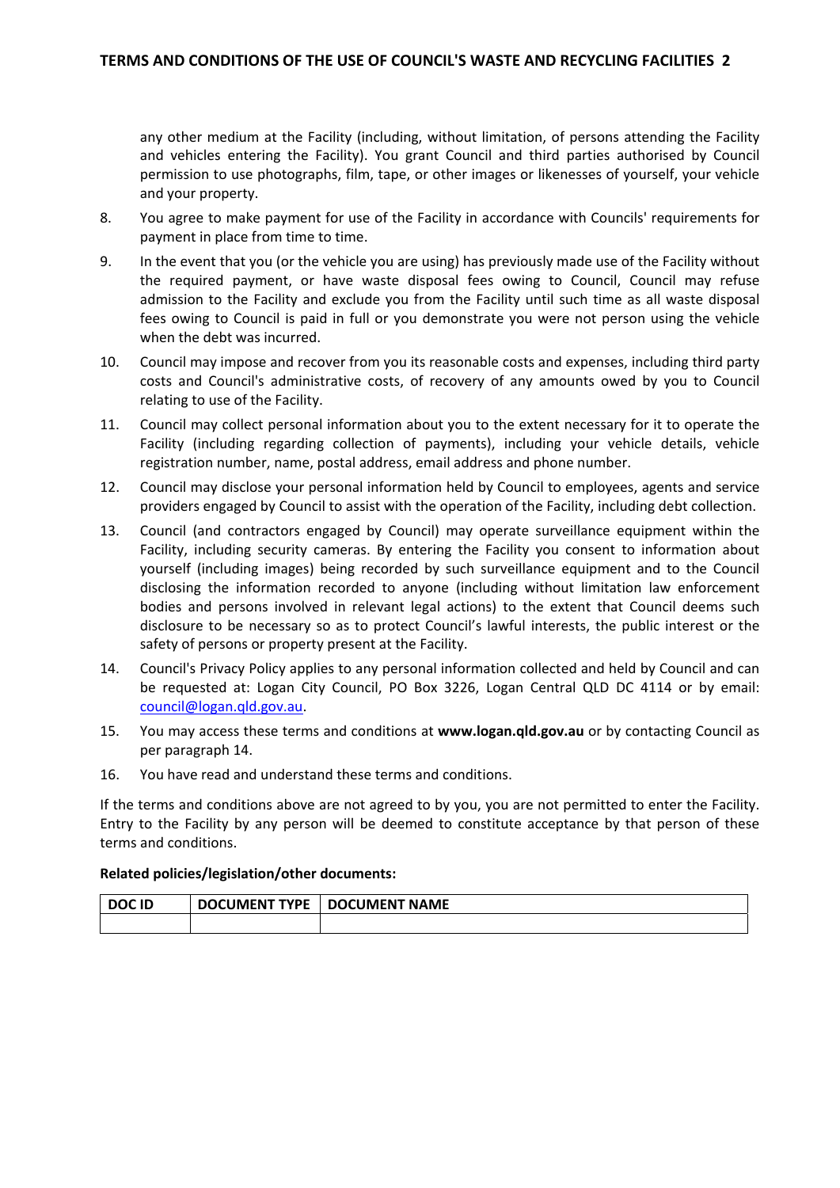any other medium at the Facility (including, without limitation, of persons attending the Facility and vehicles entering the Facility). You grant Council and third parties authorised by Council permission to use photographs, film, tape, or other images or likenesses of yourself, your vehicle and your property.

8. You agree to make payment for use of the Facility in accordance with Councils' requirements for payment in place from time to time.
9. In the event that you (or the vehicle you are using) has previously made use of the Facility without the required payment, or have waste disposal fees owing to Council, Council may refuse admission to the Facility and exclude you from the Facility until such time as all waste disposal fees owing to Council is paid in full or you demonstrate you were not person using the vehicle when the debt was incurred.
10. Council may impose and recover from you its reasonable costs and expenses, including third party costs and Council's administrative costs, of recovery of any amounts owed by you to Council relating to use of the Facility.
11. Council may collect personal information about you to the extent necessary for it to operate the Facility (including regarding collection of payments), including your vehicle details, vehicle registration number, name, postal address, email address and phone number.
12. Council may disclose your personal information held by Council to employees, agents and service providers engaged by Council to assist with the operation of the Facility, including debt collection.
13. Council (and contractors engaged by Council) may operate surveillance equipment within the Facility, including security cameras. By entering the Facility you consent to information about yourself (including images) being recorded by such surveillance equipment and to the Council disclosing the information recorded to anyone (including without limitation law enforcement bodies and persons involved in relevant legal actions) to the extent that Council deems such disclosure to be necessary so as to protect Council's lawful interests, the public interest or the safety of persons or property present at the Facility.
14. Council's Privacy Policy applies to any personal information collected and held by Council and can be requested at: Logan City Council, PO Box 3226, Logan Central QLD DC 4114 or by email: council@logan.qld.gov.au.
15. You may access these terms and conditions at **www.logan.qld.gov.au** or by contacting Council as per paragraph 14.
16. You have read and understand these terms and conditions.

If the terms and conditions above are not agreed to by you, you are not permitted to enter the Facility. Entry to the Facility by any person will be deemed to constitute acceptance by that person of these terms and conditions.

**Related policies/legislation/other documents:**

| DOC ID | DOCUMENT TYPE | DOCUMENT NAME |
|---|---|---|
| | | |